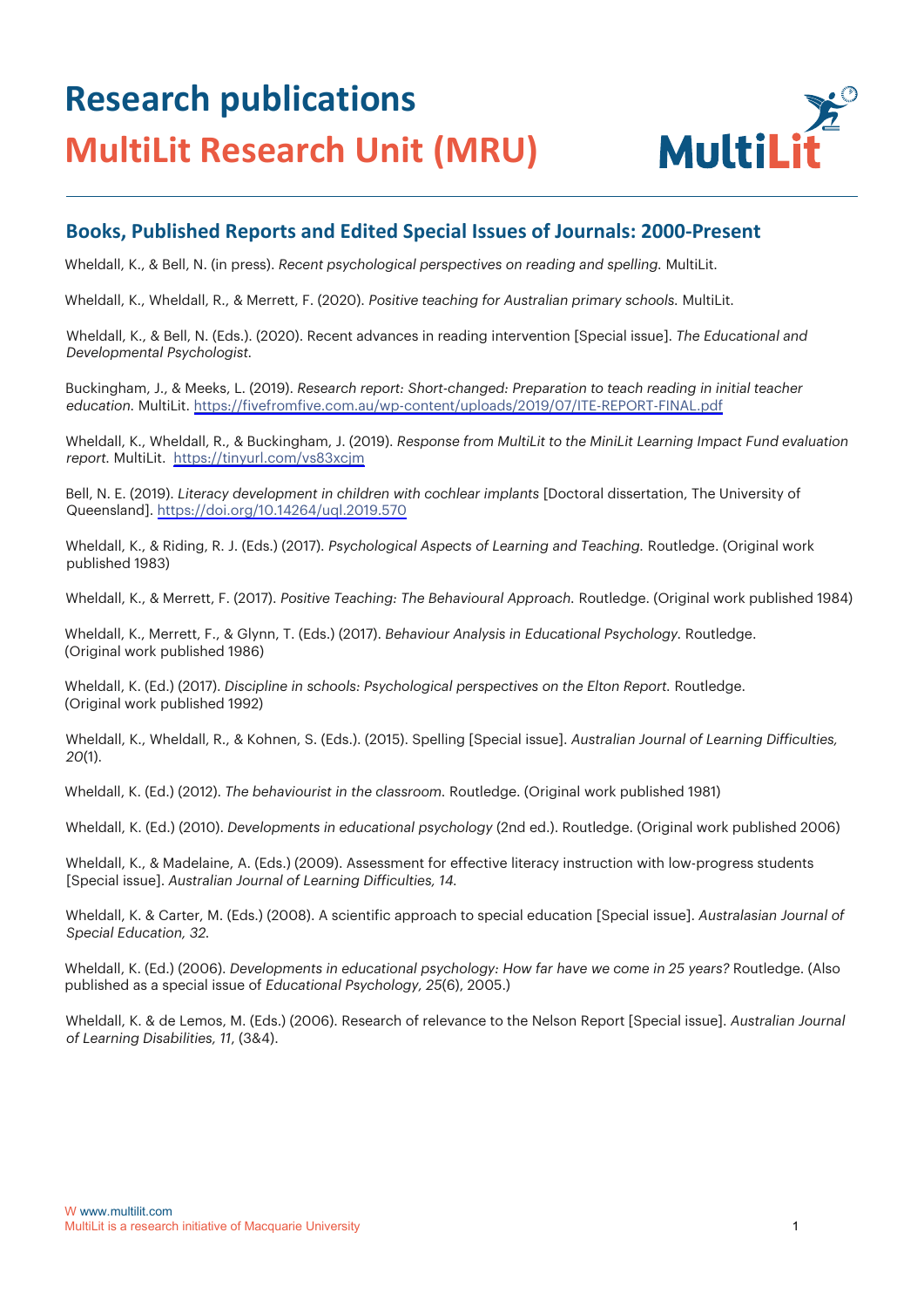# Research publications

# MultiLit Research Unit (MRU)

## Books, Published Reports and Edited Special Issues of Journals: 2000-Present

Wheldall, K., & Bell, N. (in press). *Recent psychological perspectives on reading and spelling.* MultiLit.

Wheldall, K., Wheldall, R., & Merrett, F. (2020). *Positive teaching for Australian primary schools.* MultiLit.

Wheldall, K., & Bell, N. (Eds.). (2020). Recent advances in reading intervention [Special issue]. *The Educational and Developmental Psychologist.*

Buckingham, J., & Meeks, L. (2019). *Research report: Short-changed: Preparation to teach reading in initial teacher education.* MultiLit. https://fivefromfive.com.au/wp-content/uploads/2019/07/ITE-REPORT-FINAL.pdf

Wheldall, K., Wheldall, R., & Buckingham, J. (2019). *Response from MultiLit to the MiniLit Learning Impact Fund evaluation report.* MultiLit. https://tinyurl.com/vs83xcjm

Bell, N. E. (2019). *Literacy development in children with cochlear implants* [Doctoral dissertation, The University of Queensland]. https://doi.org/10.14264/uql.2019.570

Wheldall, K., & Riding, R. J. (Eds.) (2017). *Psychological Aspects of Learning and Teaching.* Routledge. (Original work published 1983)

Wheldall, K., & Merrett, F. (2017). *Positive Teaching: The Behavioural Approach.* Routledge. (Original work published 1984)

Wheldall, K., Merrett, F., & Glynn, T. (Eds.) (2017). *Behaviour Analysis in Educational Psychology*. Routledge. (Original work published 1986)

Wheldall, K. (Ed.) (2017). *Discipline in schools: Psychological perspectives on the Elton Report.* Routledge. (Original work published 1992)

Wheldall, K., Wheldall, R., & Kohnen, S. (Eds.). (2015). Spelling [Special issue]. *Australian Journal of Learning Difficulties, 20*(1).

Wheldall, K. (Ed.) (2012). *The behaviourist in the classroom.* Routledge. (Original work published 1981)

Wheldall, K. (Ed.) (2010). *Developments in educational psychology* (2nd ed.). Routledge. (Original work published 2006)

Wheldall, K., & Madelaine, A. (Eds.) (2009). Assessment for effective literacy instruction with low-progress students [Special issue]. *Australian Journal of Learning Difficulties, 14.*

Wheldall, K. & Carter, M. (Eds.) (2008). A scientific approach to special education [Special issue]. *Australasian Journal of Special Education, 32.*

Wheldall, K. (Ed.) (2006). *Developments in educational psychology: How far have we come in 25 years?* Routledge. (Also published as a special issue of *Educational Psychology, 25*(6), 2005.)

Wheldall, K. & de Lemos, M. (Eds.) (2006). Research of relevance to the Nelson Report [Special issue]. *Australian Journal of Learning Disabilities, 11*, (3&4).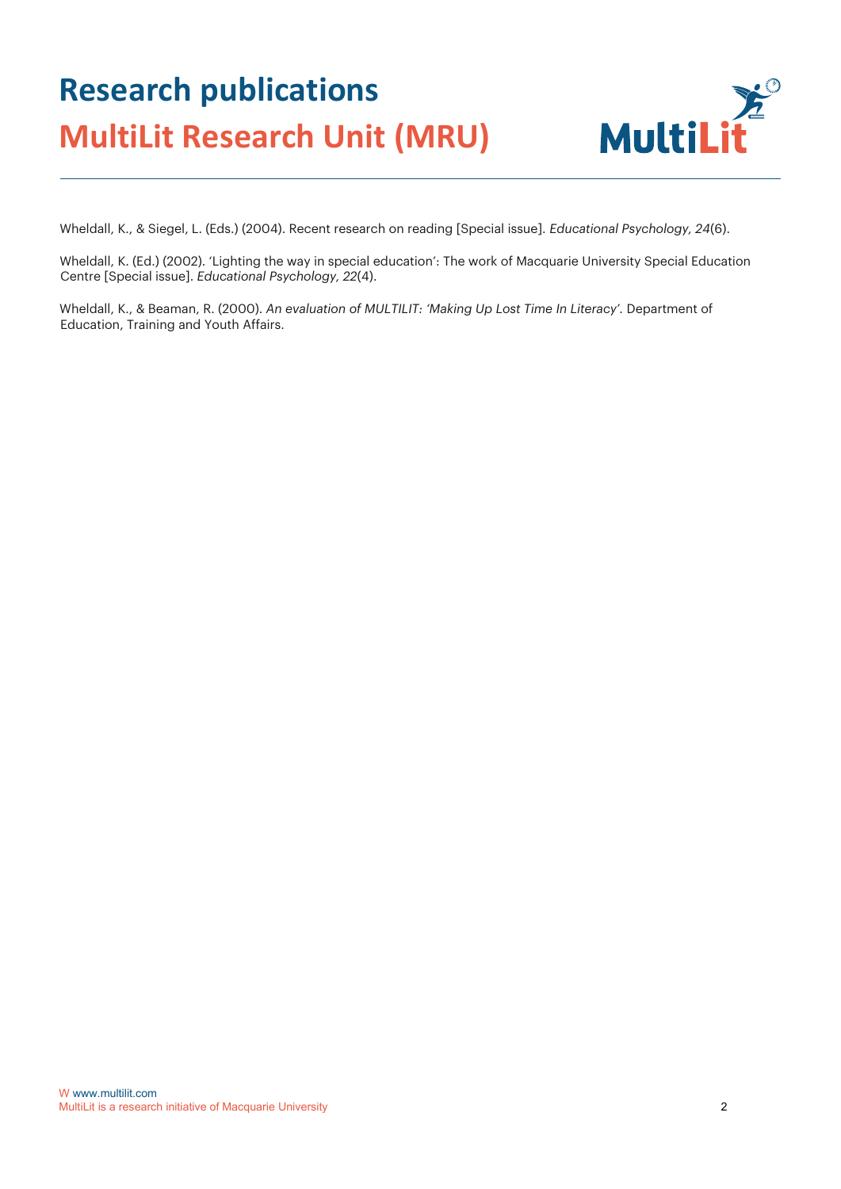Wheldall, K., & Siegel, L. (Eds.) (2004). Recent research on reading [Special issue]. *Educational Psychology, 24*(6).

Wheldall, K. (Ed.) (2002). 'Lighting the way in special education': The work of Macquarie University Special Education Centre [Special issue]. *Educational Psychology, 22*(4).

Wheldall, K., & Beaman, R. (2000). *An evaluation of MULTILIT: 'Making Up Lost Time In Literacy'*. Department of Education, Training and Youth Affairs.